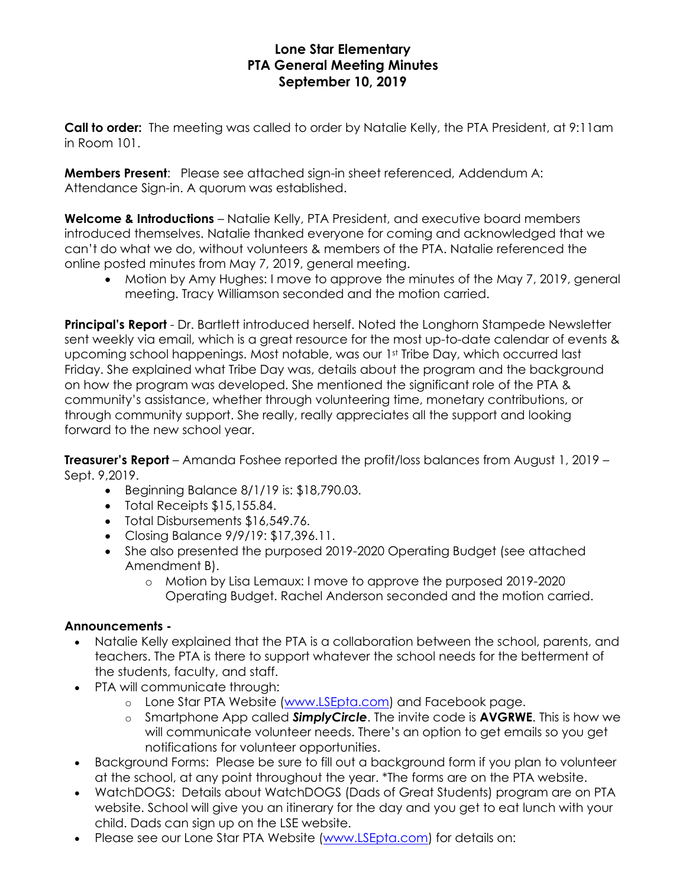# Lone Star Elementary
## PTA General Meeting Minutes
## September 10, 2019

**Call to order:** The meeting was called to order by Natalie Kelly, the PTA President, at 9:11am in Room 101.

**Members Present**: Please see attached sign-in sheet referenced, Addendum A: Attendance Sign-in. A quorum was established.

**Welcome & Introductions** – Natalie Kelly, PTA President, and executive board members introduced themselves. Natalie thanked everyone for coming and acknowledged that we can't do what we do, without volunteers & members of the PTA. Natalie referenced the online posted minutes from May 7, 2019, general meeting.

- Motion by Amy Hughes: I move to approve the minutes of the May 7, 2019, general meeting. Tracy Williamson seconded and the motion carried.

**Principal's Report** - Dr. Bartlett introduced herself. Noted the Longhorn Stampede Newsletter sent weekly via email, which is a great resource for the most up-to-date calendar of events & upcoming school happenings. Most notable, was our 1st Tribe Day, which occurred last Friday. She explained what Tribe Day was, details about the program and the background on how the program was developed. She mentioned the significant role of the PTA & community's assistance, whether through volunteering time, monetary contributions, or through community support. She really, really appreciates all the support and looking forward to the new school year.

**Treasurer's Report** – Amanda Foshee reported the profit/loss balances from August 1, 2019 – Sept. 9,2019.

- Beginning Balance 8/1/19 is: $18,790.03.
- Total Receipts $15,155.84.
- Total Disbursements $16,549.76.
- Closing Balance 9/9/19: $17,396.11.
- She also presented the purposed 2019-2020 Operating Budget (see attached Amendment B).
  - Motion by Lisa Lemaux: I move to approve the purposed 2019-2020 Operating Budget. Rachel Anderson seconded and the motion carried.

**Announcements -**

- Natalie Kelly explained that the PTA is a collaboration between the school, parents, and teachers. The PTA is there to support whatever the school needs for the betterment of the students, faculty, and staff.
- PTA will communicate through:
  - Lone Star PTA Website (www.LSEpta.com) and Facebook page.
  - Smartphone App called ***SimplyCircle***. The invite code is **AVGRWE**. This is how we will communicate volunteer needs. There's an option to get emails so you get notifications for volunteer opportunities.
- Background Forms: Please be sure to fill out a background form if you plan to volunteer at the school, at any point throughout the year. *The forms are on the PTA website.
- WatchDOGS: Details about WatchDOGS (Dads of Great Students) program are on PTA website. School will give you an itinerary for the day and you get to eat lunch with your child. Dads can sign up on the LSE website.
- Please see our Lone Star PTA Website (www.LSEpta.com) for details on: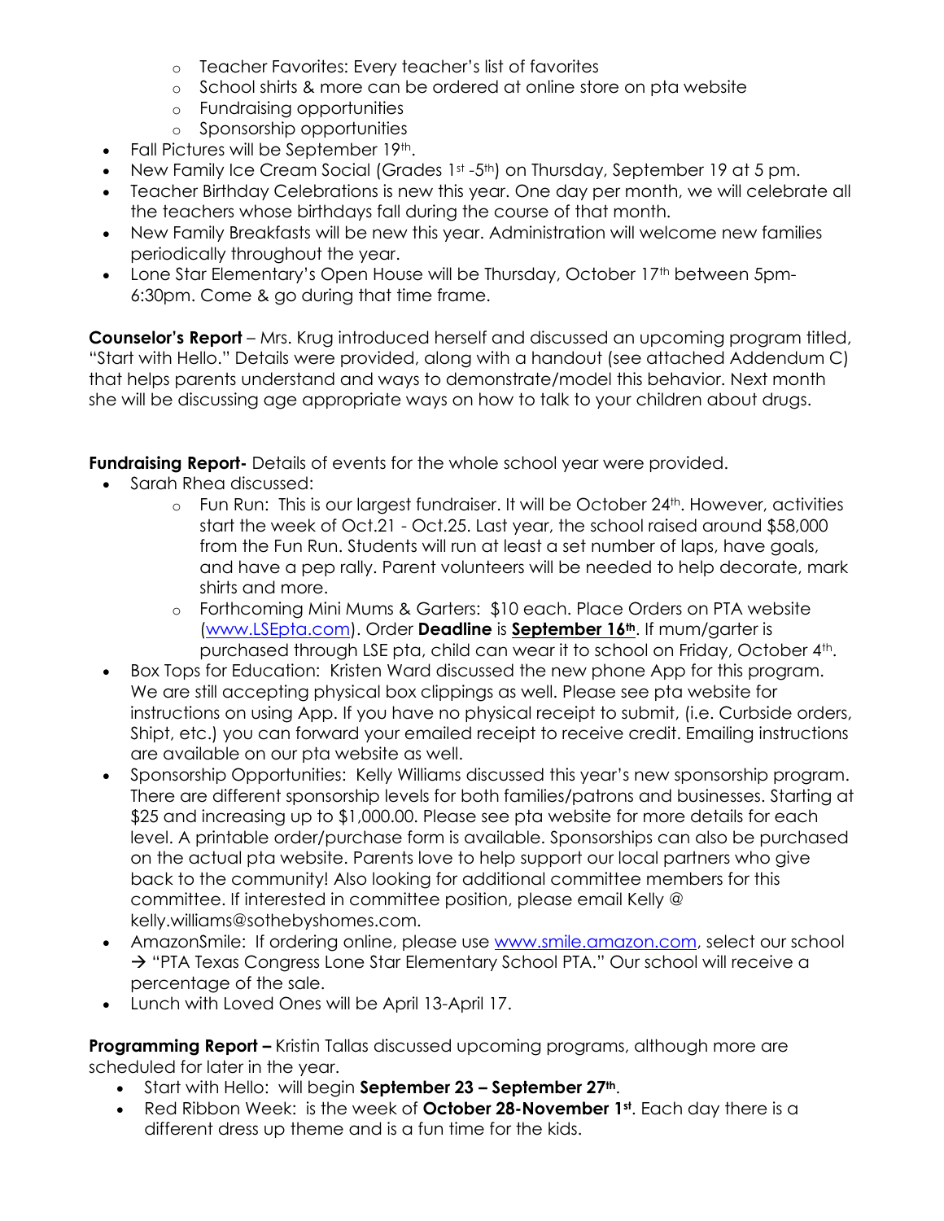- Teacher Favorites: Every teacher's list of favorites
  - School shirts & more can be ordered at online store on pta website
  - Fundraising opportunities
  - Sponsorship opportunities
- Fall Pictures will be September 19th.
- New Family Ice Cream Social (Grades 1st -5th) on Thursday, September 19 at 5 pm.
- Teacher Birthday Celebrations is new this year. One day per month, we will celebrate all the teachers whose birthdays fall during the course of that month.
- New Family Breakfasts will be new this year. Administration will welcome new families periodically throughout the year.
- Lone Star Elementary's Open House will be Thursday, October 17th between 5pm-6:30pm. Come & go during that time frame.

**Counselor's Report** – Mrs. Krug introduced herself and discussed an upcoming program titled, "Start with Hello." Details were provided, along with a handout (see attached Addendum C) that helps parents understand and ways to demonstrate/model this behavior. Next month she will be discussing age appropriate ways on how to talk to your children about drugs.

**Fundraising Report-** Details of events for the whole school year were provided.

- Sarah Rhea discussed:
  - Fun Run: This is our largest fundraiser. It will be October 24th. However, activities start the week of Oct.21 - Oct.25. Last year, the school raised around $58,000 from the Fun Run. Students will run at least a set number of laps, have goals, and have a pep rally. Parent volunteers will be needed to help decorate, mark shirts and more.
  - Forthcoming Mini Mums & Garters: $10 each. Place Orders on PTA website (www.LSEpta.com). Order **Deadline** is **September 16th**. If mum/garter is purchased through LSE pta, child can wear it to school on Friday, October 4th.
- Box Tops for Education: Kristen Ward discussed the new phone App for this program. We are still accepting physical box clippings as well. Please see pta website for instructions on using App. If you have no physical receipt to submit, (i.e. Curbside orders, Shipt, etc.) you can forward your emailed receipt to receive credit. Emailing instructions are available on our pta website as well.
- Sponsorship Opportunities: Kelly Williams discussed this year's new sponsorship program. There are different sponsorship levels for both families/patrons and businesses. Starting at $25 and increasing up to $1,000.00. Please see pta website for more details for each level. A printable order/purchase form is available. Sponsorships can also be purchased on the actual pta website. Parents love to help support our local partners who give back to the community! Also looking for additional committee members for this committee. If interested in committee position, please email Kelly @ kelly.williams@sothebyshomes.com.
- AmazonSmile: If ordering online, please use www.smile.amazon.com, select our school → "PTA Texas Congress Lone Star Elementary School PTA." Our school will receive a percentage of the sale.
- Lunch with Loved Ones will be April 13-April 17.

**Programming Report –** Kristin Tallas discussed upcoming programs, although more are scheduled for later in the year.

- Start with Hello: will begin **September 23 – September 27th**.
- Red Ribbon Week: is the week of **October 28-November 1st**. Each day there is a different dress up theme and is a fun time for the kids.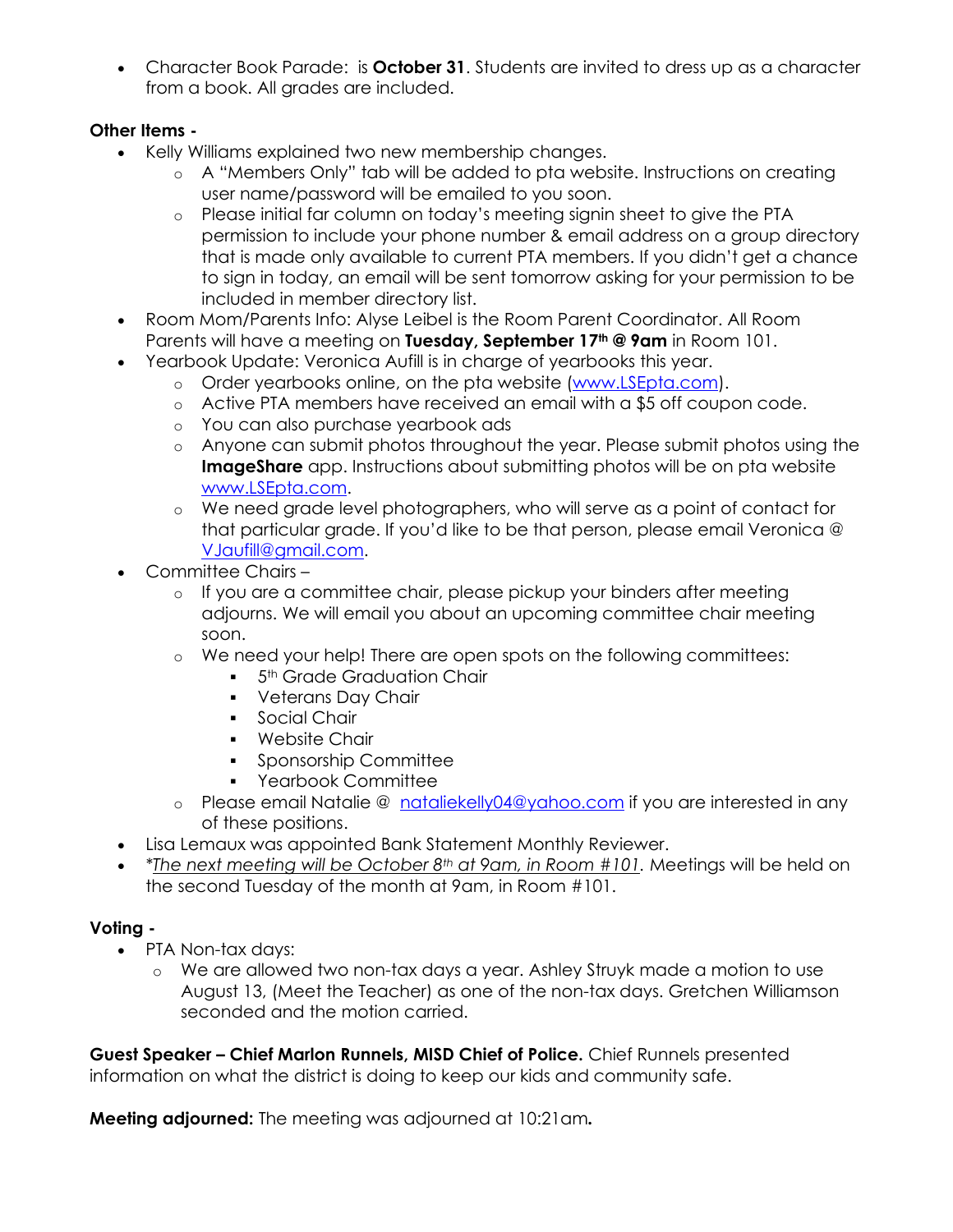- Character Book Parade: is **October 31**. Students are invited to dress up as a character from a book. All grades are included.

**Other Items -**

- Kelly Williams explained two new membership changes.
  - A "Members Only" tab will be added to pta website. Instructions on creating user name/password will be emailed to you soon.
  - Please initial far column on today's meeting signin sheet to give the PTA permission to include your phone number & email address on a group directory that is made only available to current PTA members. If you didn't get a chance to sign in today, an email will be sent tomorrow asking for your permission to be included in member directory list.
- Room Mom/Parents Info: Alyse Leibel is the Room Parent Coordinator. All Room Parents will have a meeting on **Tuesday, September 17th @ 9am** in Room 101.
- Yearbook Update: Veronica Aufill is in charge of yearbooks this year.
  - Order yearbooks online, on the pta website (www.LSEpta.com).
  - Active PTA members have received an email with a $5 off coupon code.
  - You can also purchase yearbook ads
  - Anyone can submit photos throughout the year. Please submit photos using the **ImageShare** app. Instructions about submitting photos will be on pta website www.LSEpta.com.
  - We need grade level photographers, who will serve as a point of contact for that particular grade. If you'd like to be that person, please email Veronica @ VJaufill@gmail.com.
- Committee Chairs –
  - If you are a committee chair, please pickup your binders after meeting adjourns. We will email you about an upcoming committee chair meeting soon.
  - We need your help! There are open spots on the following committees:
    - 5th Grade Graduation Chair
    - Veterans Day Chair
    - Social Chair
    - Website Chair
    - Sponsorship Committee
    - Yearbook Committee
  - Please email Natalie @ nataliekelly04@yahoo.com if you are interested in any of these positions.
- Lisa Lemaux was appointed Bank Statement Monthly Reviewer.
- *<u>The next meeting will be October 8th at 9am, in Room #101</u>. Meetings will be held on the second Tuesday of the month at 9am, in Room #101.

**Voting -**

- PTA Non-tax days:
  - We are allowed two non-tax days a year. Ashley Struyk made a motion to use August 13, (Meet the Teacher) as one of the non-tax days. Gretchen Williamson seconded and the motion carried.

**Guest Speaker – Chief Marlon Runnels, MISD Chief of Police.** Chief Runnels presented information on what the district is doing to keep our kids and community safe.

**Meeting adjourned:** The meeting was adjourned at 10:21am**.**